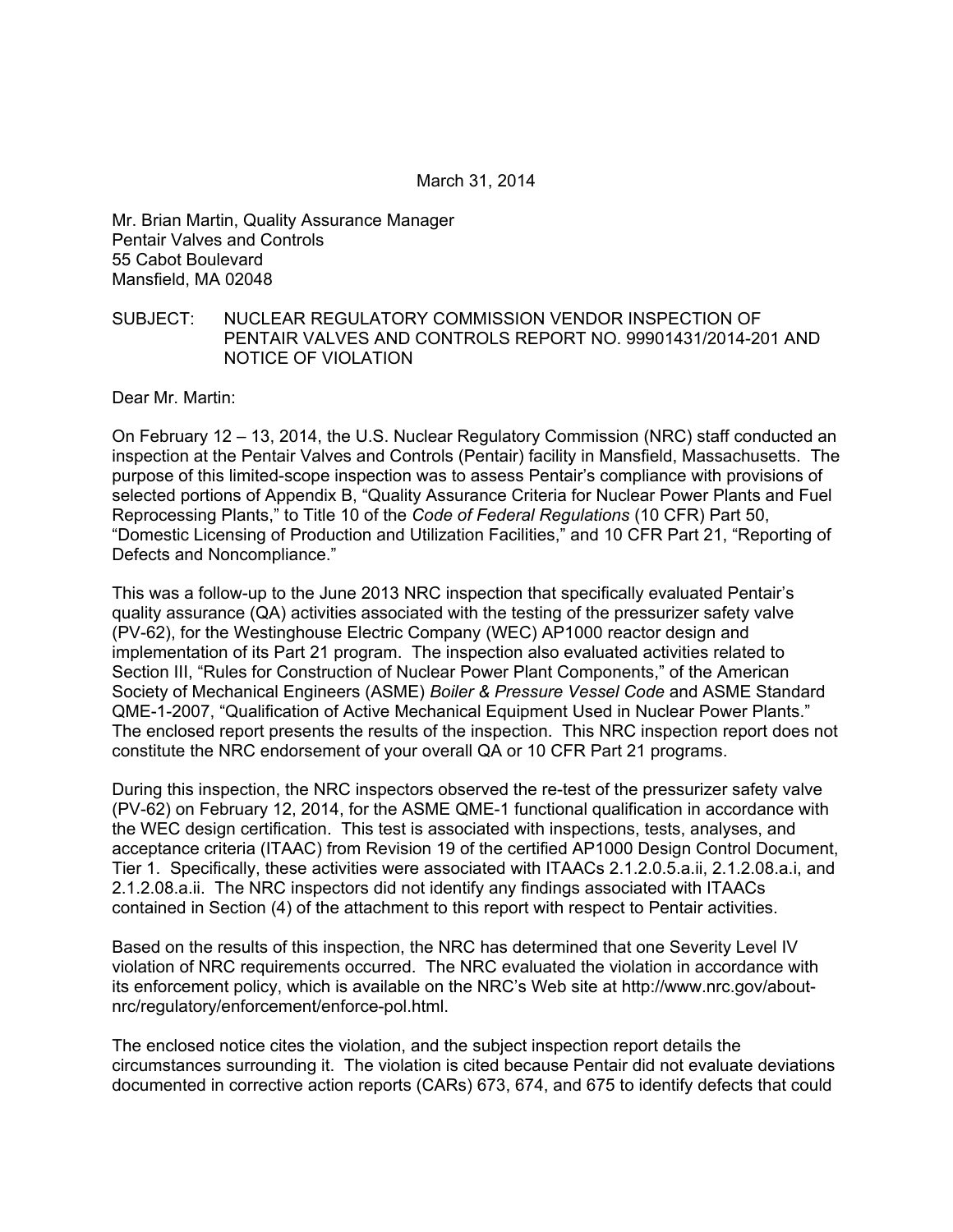March 31, 2014

Mr. Brian Martin, Quality Assurance Manager
Pentair Valves and Controls
55 Cabot Boulevard
Mansfield, MA 02048

SUBJECT: NUCLEAR REGULATORY COMMISSION VENDOR INSPECTION OF PENTAIR VALVES AND CONTROLS REPORT NO. 99901431/2014-201 AND NOTICE OF VIOLATION

Dear Mr. Martin:

On February 12 – 13, 2014, the U.S. Nuclear Regulatory Commission (NRC) staff conducted an inspection at the Pentair Valves and Controls (Pentair) facility in Mansfield, Massachusetts. The purpose of this limited-scope inspection was to assess Pentair's compliance with provisions of selected portions of Appendix B, "Quality Assurance Criteria for Nuclear Power Plants and Fuel Reprocessing Plants," to Title 10 of the *Code of Federal Regulations* (10 CFR) Part 50, "Domestic Licensing of Production and Utilization Facilities," and 10 CFR Part 21, "Reporting of Defects and Noncompliance."

This was a follow-up to the June 2013 NRC inspection that specifically evaluated Pentair's quality assurance (QA) activities associated with the testing of the pressurizer safety valve (PV-62), for the Westinghouse Electric Company (WEC) AP1000 reactor design and implementation of its Part 21 program. The inspection also evaluated activities related to Section III, "Rules for Construction of Nuclear Power Plant Components," of the American Society of Mechanical Engineers (ASME) *Boiler & Pressure Vessel Code* and ASME Standard QME-1-2007, "Qualification of Active Mechanical Equipment Used in Nuclear Power Plants." The enclosed report presents the results of the inspection. This NRC inspection report does not constitute the NRC endorsement of your overall QA or 10 CFR Part 21 programs.

During this inspection, the NRC inspectors observed the re-test of the pressurizer safety valve (PV-62) on February 12, 2014, for the ASME QME-1 functional qualification in accordance with the WEC design certification. This test is associated with inspections, tests, analyses, and acceptance criteria (ITAAC) from Revision 19 of the certified AP1000 Design Control Document, Tier 1. Specifically, these activities were associated with ITAACs 2.1.2.0.5.a.ii, 2.1.2.08.a.i, and 2.1.2.08.a.ii. The NRC inspectors did not identify any findings associated with ITAACs contained in Section (4) of the attachment to this report with respect to Pentair activities.

Based on the results of this inspection, the NRC has determined that one Severity Level IV violation of NRC requirements occurred. The NRC evaluated the violation in accordance with its enforcement policy, which is available on the NRC's Web site at http://www.nrc.gov/about-nrc/regulatory/enforcement/enforce-pol.html.

The enclosed notice cites the violation, and the subject inspection report details the circumstances surrounding it. The violation is cited because Pentair did not evaluate deviations documented in corrective action reports (CARs) 673, 674, and 675 to identify defects that could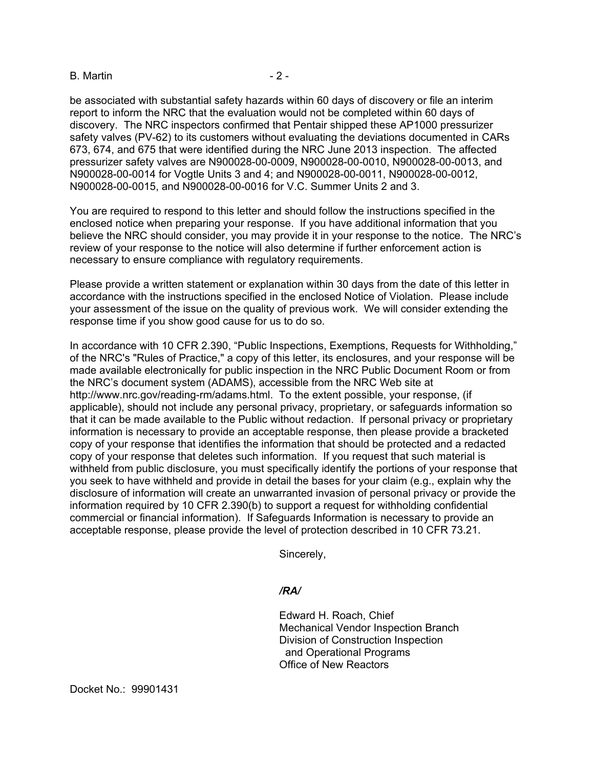be associated with substantial safety hazards within 60 days of discovery or file an interim report to inform the NRC that the evaluation would not be completed within 60 days of discovery. The NRC inspectors confirmed that Pentair shipped these AP1000 pressurizer safety valves (PV-62) to its customers without evaluating the deviations documented in CARs 673, 674, and 675 that were identified during the NRC June 2013 inspection. The affected pressurizer safety valves are N900028-00-0009, N900028-00-0010, N900028-00-0013, and N900028-00-0014 for Vogtle Units 3 and 4; and N900028-00-0011, N900028-00-0012, N900028-00-0015, and N900028-00-0016 for V.C. Summer Units 2 and 3.

You are required to respond to this letter and should follow the instructions specified in the enclosed notice when preparing your response. If you have additional information that you believe the NRC should consider, you may provide it in your response to the notice. The NRC's review of your response to the notice will also determine if further enforcement action is necessary to ensure compliance with regulatory requirements.

Please provide a written statement or explanation within 30 days from the date of this letter in accordance with the instructions specified in the enclosed Notice of Violation. Please include your assessment of the issue on the quality of previous work. We will consider extending the response time if you show good cause for us to do so.

In accordance with 10 CFR 2.390, "Public Inspections, Exemptions, Requests for Withholding," of the NRC's "Rules of Practice," a copy of this letter, its enclosures, and your response will be made available electronically for public inspection in the NRC Public Document Room or from the NRC's document system (ADAMS), accessible from the NRC Web site at http://www.nrc.gov/reading-rm/adams.html. To the extent possible, your response, (if applicable), should not include any personal privacy, proprietary, or safeguards information so that it can be made available to the Public without redaction. If personal privacy or proprietary information is necessary to provide an acceptable response, then please provide a bracketed copy of your response that identifies the information that should be protected and a redacted copy of your response that deletes such information. If you request that such material is withheld from public disclosure, you must specifically identify the portions of your response that you seek to have withheld and provide in detail the bases for your claim (e.g., explain why the disclosure of information will create an unwarranted invasion of personal privacy or provide the information required by 10 CFR 2.390(b) to support a request for withholding confidential commercial or financial information). If Safeguards Information is necessary to provide an acceptable response, please provide the level of protection described in 10 CFR 73.21.

Sincerely,

*/RA/*

Edward H. Roach, Chief
Mechanical Vendor Inspection Branch
Division of Construction Inspection
and Operational Programs
Office of New Reactors

Docket No.: 99901431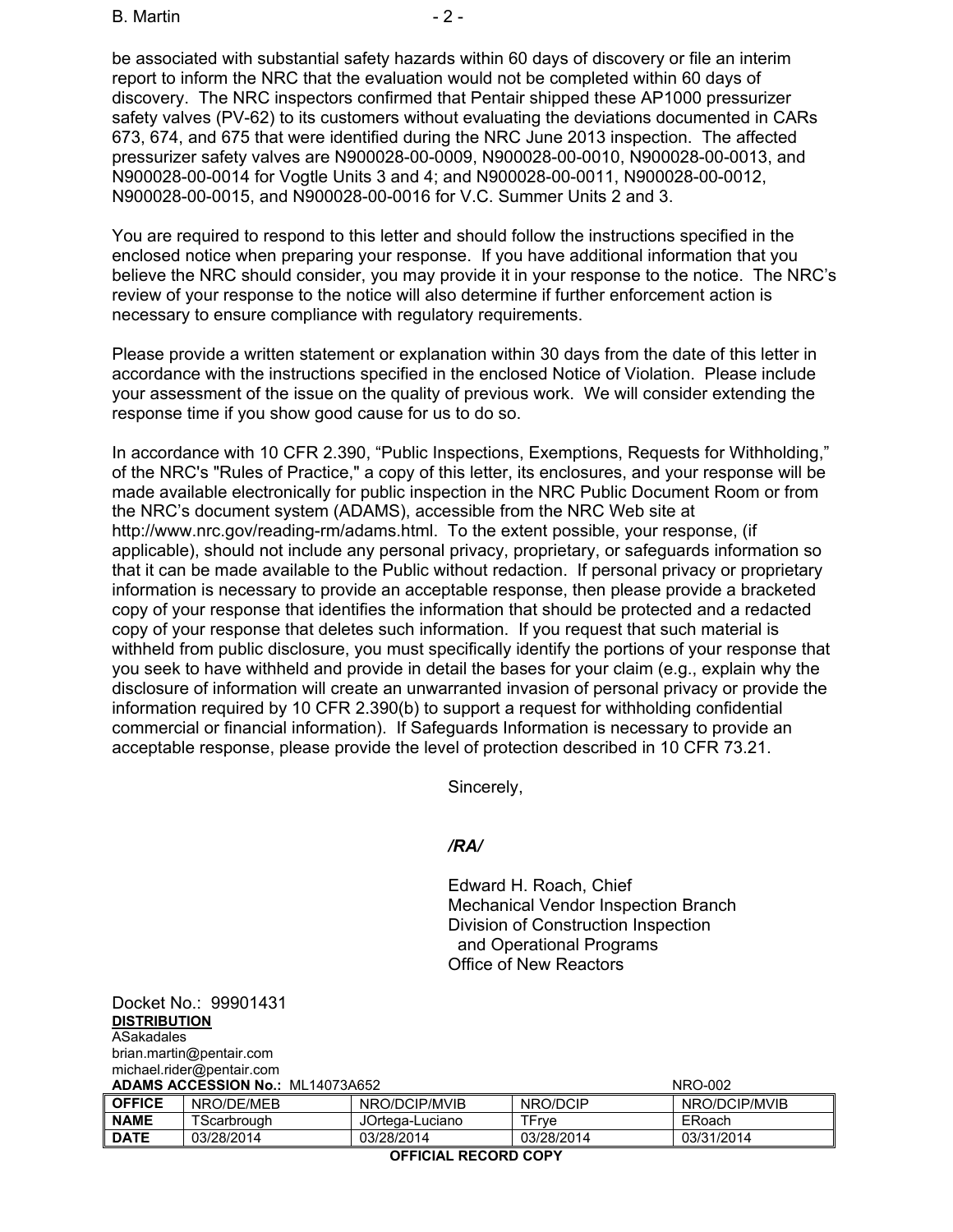be associated with substantial safety hazards within 60 days of discovery or file an interim report to inform the NRC that the evaluation would not be completed within 60 days of discovery. The NRC inspectors confirmed that Pentair shipped these AP1000 pressurizer safety valves (PV-62) to its customers without evaluating the deviations documented in CARs 673, 674, and 675 that were identified during the NRC June 2013 inspection. The affected pressurizer safety valves are N900028-00-0009, N900028-00-0010, N900028-00-0013, and N900028-00-0014 for Vogtle Units 3 and 4; and N900028-00-0011, N900028-00-0012, N900028-00-0015, and N900028-00-0016 for V.C. Summer Units 2 and 3.

You are required to respond to this letter and should follow the instructions specified in the enclosed notice when preparing your response. If you have additional information that you believe the NRC should consider, you may provide it in your response to the notice. The NRC's review of your response to the notice will also determine if further enforcement action is necessary to ensure compliance with regulatory requirements.

Please provide a written statement or explanation within 30 days from the date of this letter in accordance with the instructions specified in the enclosed Notice of Violation. Please include your assessment of the issue on the quality of previous work. We will consider extending the response time if you show good cause for us to do so.

In accordance with 10 CFR 2.390, "Public Inspections, Exemptions, Requests for Withholding," of the NRC's "Rules of Practice," a copy of this letter, its enclosures, and your response will be made available electronically for public inspection in the NRC Public Document Room or from the NRC's document system (ADAMS), accessible from the NRC Web site at http://www.nrc.gov/reading-rm/adams.html. To the extent possible, your response, (if applicable), should not include any personal privacy, proprietary, or safeguards information so that it can be made available to the Public without redaction. If personal privacy or proprietary information is necessary to provide an acceptable response, then please provide a bracketed copy of your response that identifies the information that should be protected and a redacted copy of your response that deletes such information. If you request that such material is withheld from public disclosure, you must specifically identify the portions of your response that you seek to have withheld and provide in detail the bases for your claim (e.g., explain why the disclosure of information will create an unwarranted invasion of personal privacy or provide the information required by 10 CFR 2.390(b) to support a request for withholding confidential commercial or financial information). If Safeguards Information is necessary to provide an acceptable response, please provide the level of protection described in 10 CFR 73.21.

Sincerely,

*/RA/*

Edward H. Roach, Chief
Mechanical Vendor Inspection Branch
Division of Construction Inspection
and Operational Programs
Office of New Reactors

Docket No.: 99901431

**DISTRIBUTION**
ASakadales
brian.martin@pentair.com
michael.rider@pentair.com

**ADAMS ACCESSION No.:** ML14073A652 NRO-002

| **OFFICE** | NRO/DE/MEB | NRO/DCIP/MVIB | NRO/DCIP | NRO/DCIP/MVIB |
|---|---|---|---|---|
| **NAME** | TScarbrough | JOrtega-Luciano | TFrye | ERoach |
| **DATE** | 03/28/2014 | 03/28/2014 | 03/28/2014 | 03/31/2014 |

**OFFICIAL RECORD COPY**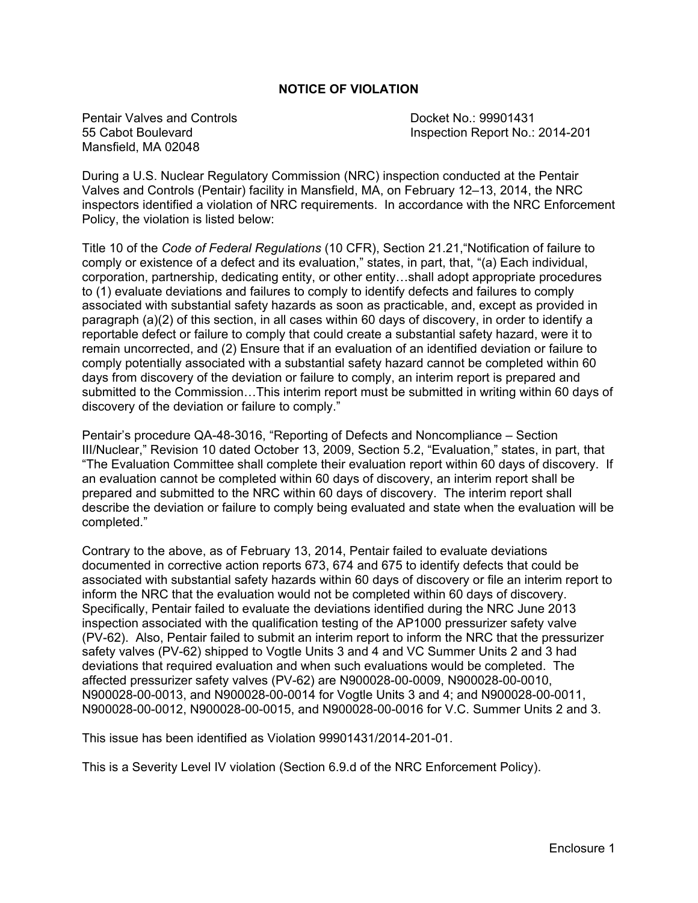# NOTICE OF VIOLATION

Pentair Valves and Controls
55 Cabot Boulevard
Mansfield, MA 02048

Docket No.: 99901431
Inspection Report No.: 2014-201

During a U.S. Nuclear Regulatory Commission (NRC) inspection conducted at the Pentair Valves and Controls (Pentair) facility in Mansfield, MA, on February 12–13, 2014, the NRC inspectors identified a violation of NRC requirements. In accordance with the NRC Enforcement Policy, the violation is listed below:

Title 10 of the *Code of Federal Regulations* (10 CFR), Section 21.21,"Notification of failure to comply or existence of a defect and its evaluation," states, in part, that, "(a) Each individual, corporation, partnership, dedicating entity, or other entity…shall adopt appropriate procedures to (1) evaluate deviations and failures to comply to identify defects and failures to comply associated with substantial safety hazards as soon as practicable, and, except as provided in paragraph (a)(2) of this section, in all cases within 60 days of discovery, in order to identify a reportable defect or failure to comply that could create a substantial safety hazard, were it to remain uncorrected, and (2) Ensure that if an evaluation of an identified deviation or failure to comply potentially associated with a substantial safety hazard cannot be completed within 60 days from discovery of the deviation or failure to comply, an interim report is prepared and submitted to the Commission…This interim report must be submitted in writing within 60 days of discovery of the deviation or failure to comply."

Pentair's procedure QA-48-3016, "Reporting of Defects and Noncompliance – Section III/Nuclear," Revision 10 dated October 13, 2009, Section 5.2, "Evaluation," states, in part, that "The Evaluation Committee shall complete their evaluation report within 60 days of discovery. If an evaluation cannot be completed within 60 days of discovery, an interim report shall be prepared and submitted to the NRC within 60 days of discovery. The interim report shall describe the deviation or failure to comply being evaluated and state when the evaluation will be completed."

Contrary to the above, as of February 13, 2014, Pentair failed to evaluate deviations documented in corrective action reports 673, 674 and 675 to identify defects that could be associated with substantial safety hazards within 60 days of discovery or file an interim report to inform the NRC that the evaluation would not be completed within 60 days of discovery. Specifically, Pentair failed to evaluate the deviations identified during the NRC June 2013 inspection associated with the qualification testing of the AP1000 pressurizer safety valve (PV-62). Also, Pentair failed to submit an interim report to inform the NRC that the pressurizer safety valves (PV-62) shipped to Vogtle Units 3 and 4 and VC Summer Units 2 and 3 had deviations that required evaluation and when such evaluations would be completed. The affected pressurizer safety valves (PV-62) are N900028-00-0009, N900028-00-0010, N900028-00-0013, and N900028-00-0014 for Vogtle Units 3 and 4; and N900028-00-0011, N900028-00-0012, N900028-00-0015, and N900028-00-0016 for V.C. Summer Units 2 and 3.

This issue has been identified as Violation 99901431/2014-201-01.

This is a Severity Level IV violation (Section 6.9.d of the NRC Enforcement Policy).

Enclosure 1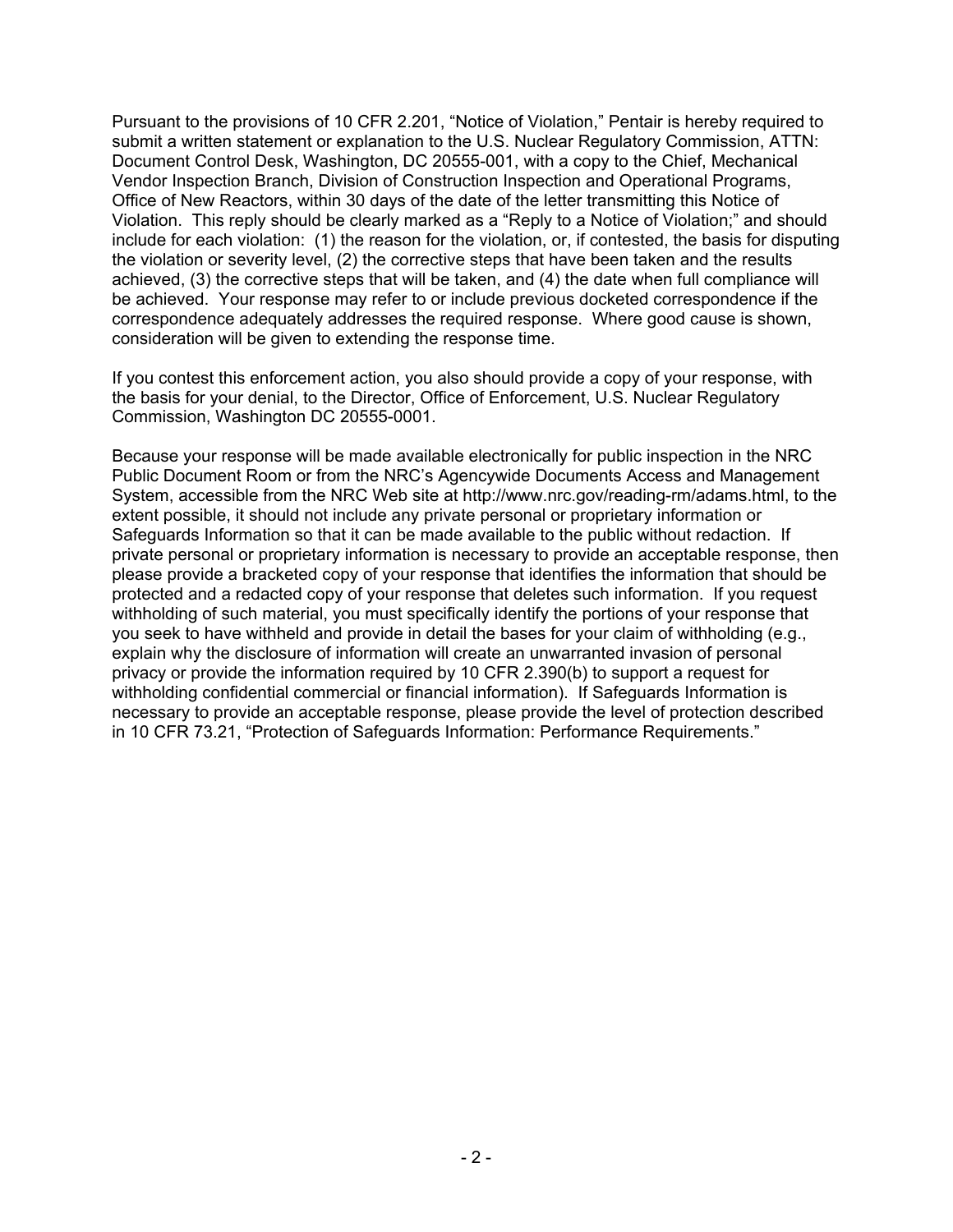Pursuant to the provisions of 10 CFR 2.201, "Notice of Violation," Pentair is hereby required to submit a written statement or explanation to the U.S. Nuclear Regulatory Commission, ATTN: Document Control Desk, Washington, DC 20555-001, with a copy to the Chief, Mechanical Vendor Inspection Branch, Division of Construction Inspection and Operational Programs, Office of New Reactors, within 30 days of the date of the letter transmitting this Notice of Violation. This reply should be clearly marked as a "Reply to a Notice of Violation;" and should include for each violation: (1) the reason for the violation, or, if contested, the basis for disputing the violation or severity level, (2) the corrective steps that have been taken and the results achieved, (3) the corrective steps that will be taken, and (4) the date when full compliance will be achieved. Your response may refer to or include previous docketed correspondence if the correspondence adequately addresses the required response. Where good cause is shown, consideration will be given to extending the response time.

If you contest this enforcement action, you also should provide a copy of your response, with the basis for your denial, to the Director, Office of Enforcement, U.S. Nuclear Regulatory Commission, Washington DC 20555-0001.

Because your response will be made available electronically for public inspection in the NRC Public Document Room or from the NRC's Agencywide Documents Access and Management System, accessible from the NRC Web site at http://www.nrc.gov/reading-rm/adams.html, to the extent possible, it should not include any private personal or proprietary information or Safeguards Information so that it can be made available to the public without redaction. If private personal or proprietary information is necessary to provide an acceptable response, then please provide a bracketed copy of your response that identifies the information that should be protected and a redacted copy of your response that deletes such information. If you request withholding of such material, you must specifically identify the portions of your response that you seek to have withheld and provide in detail the bases for your claim of withholding (e.g., explain why the disclosure of information will create an unwarranted invasion of personal privacy or provide the information required by 10 CFR 2.390(b) to support a request for withholding confidential commercial or financial information). If Safeguards Information is necessary to provide an acceptable response, please provide the level of protection described in 10 CFR 73.21, "Protection of Safeguards Information: Performance Requirements."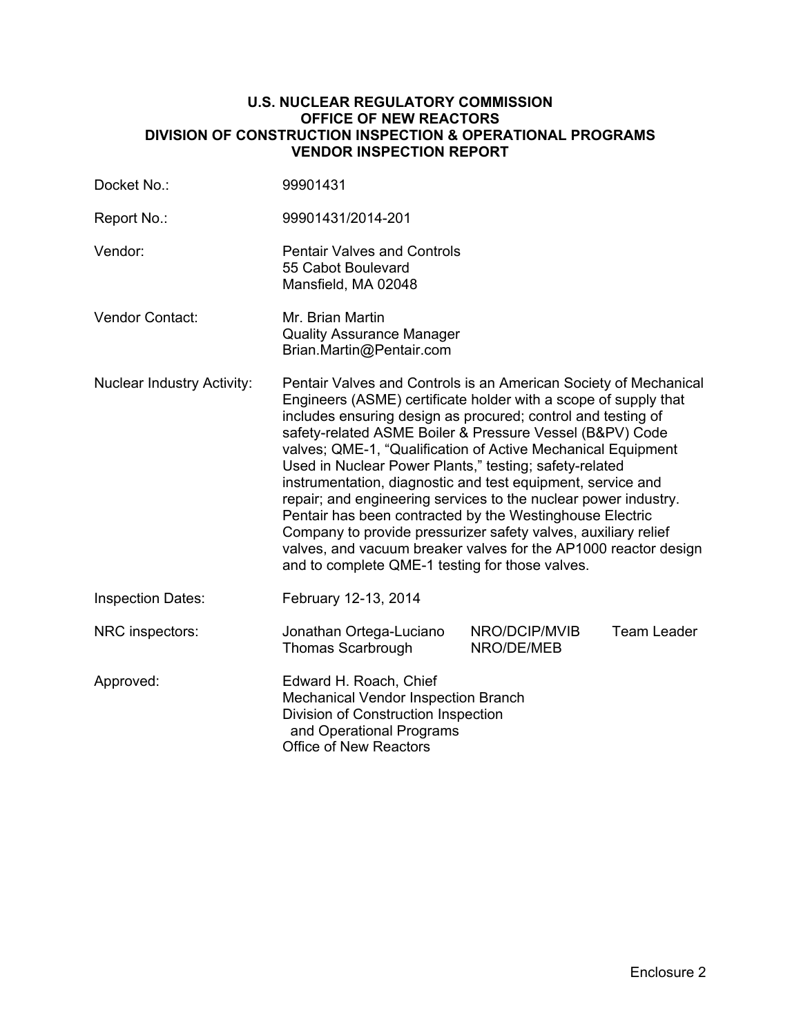**U.S. NUCLEAR REGULATORY COMMISSION**
**OFFICE OF NEW REACTORS**
**DIVISION OF CONSTRUCTION INSPECTION & OPERATIONAL PROGRAMS**
**VENDOR INSPECTION REPORT**

| | |
|---|---|
| Docket No.: | 99901431 |
| Report No.: | 99901431/2014-201 |
| Vendor: | Pentair Valves and Controls<br>55 Cabot Boulevard<br>Mansfield, MA 02048 |
| Vendor Contact: | Mr. Brian Martin<br>Quality Assurance Manager<br>Brian.Martin@Pentair.com |
| Nuclear Industry Activity: | Pentair Valves and Controls is an American Society of Mechanical Engineers (ASME) certificate holder with a scope of supply that includes ensuring design as procured; control and testing of safety-related ASME Boiler & Pressure Vessel (B&PV) Code valves; QME-1, "Qualification of Active Mechanical Equipment Used in Nuclear Power Plants," testing; safety-related instrumentation, diagnostic and test equipment, service and repair; and engineering services to the nuclear power industry. Pentair has been contracted by the Westinghouse Electric Company to provide pressurizer safety valves, auxiliary relief valves, and vacuum breaker valves for the AP1000 reactor design and to complete QME-1 testing for those valves. |
| Inspection Dates: | February 12-13, 2014 |
| NRC inspectors: | Jonathan Ortega-Luciano NRO/DCIP/MVIB Team Leader<br>Thomas Scarbrough NRO/DE/MEB |
| Approved: | Edward H. Roach, Chief<br>Mechanical Vendor Inspection Branch<br>Division of Construction Inspection and Operational Programs<br>Office of New Reactors |

Enclosure 2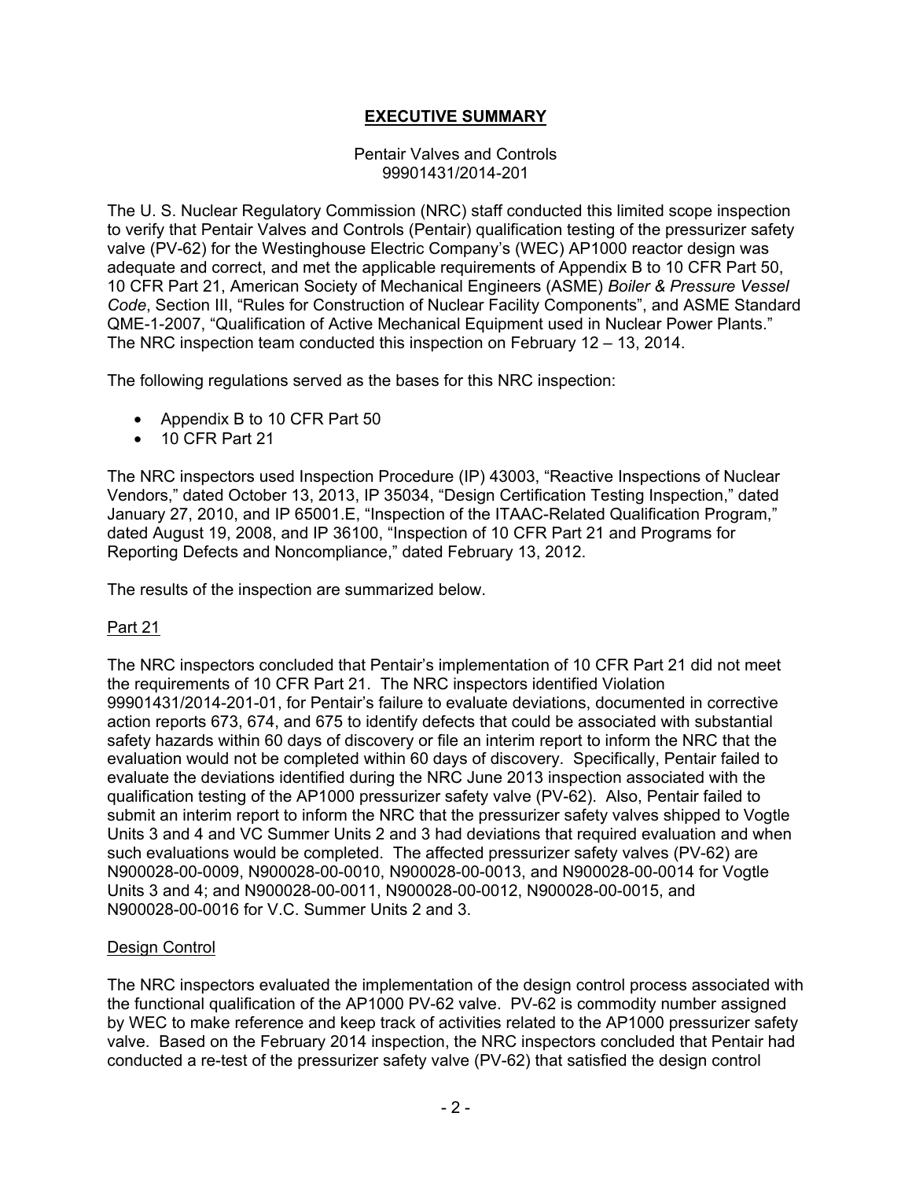# **EXECUTIVE SUMMARY**

Pentair Valves and Controls
99901431/2014-201

The U. S. Nuclear Regulatory Commission (NRC) staff conducted this limited scope inspection to verify that Pentair Valves and Controls (Pentair) qualification testing of the pressurizer safety valve (PV-62) for the Westinghouse Electric Company's (WEC) AP1000 reactor design was adequate and correct, and met the applicable requirements of Appendix B to 10 CFR Part 50, 10 CFR Part 21, American Society of Mechanical Engineers (ASME) *Boiler & Pressure Vessel Code*, Section III, "Rules for Construction of Nuclear Facility Components", and ASME Standard QME-1-2007, "Qualification of Active Mechanical Equipment used in Nuclear Power Plants." The NRC inspection team conducted this inspection on February 12 – 13, 2014.

The following regulations served as the bases for this NRC inspection:

- Appendix B to 10 CFR Part 50
- 10 CFR Part 21

The NRC inspectors used Inspection Procedure (IP) 43003, "Reactive Inspections of Nuclear Vendors," dated October 13, 2013, IP 35034, "Design Certification Testing Inspection," dated January 27, 2010, and IP 65001.E, "Inspection of the ITAAC-Related Qualification Program," dated August 19, 2008, and IP 36100, "Inspection of 10 CFR Part 21 and Programs for Reporting Defects and Noncompliance," dated February 13, 2012.

The results of the inspection are summarized below.

## Part 21

The NRC inspectors concluded that Pentair's implementation of 10 CFR Part 21 did not meet the requirements of 10 CFR Part 21. The NRC inspectors identified Violation 99901431/2014-201-01, for Pentair's failure to evaluate deviations, documented in corrective action reports 673, 674, and 675 to identify defects that could be associated with substantial safety hazards within 60 days of discovery or file an interim report to inform the NRC that the evaluation would not be completed within 60 days of discovery. Specifically, Pentair failed to evaluate the deviations identified during the NRC June 2013 inspection associated with the qualification testing of the AP1000 pressurizer safety valve (PV-62). Also, Pentair failed to submit an interim report to inform the NRC that the pressurizer safety valves shipped to Vogtle Units 3 and 4 and VC Summer Units 2 and 3 had deviations that required evaluation and when such evaluations would be completed. The affected pressurizer safety valves (PV-62) are N900028-00-0009, N900028-00-0010, N900028-00-0013, and N900028-00-0014 for Vogtle Units 3 and 4; and N900028-00-0011, N900028-00-0012, N900028-00-0015, and N900028-00-0016 for V.C. Summer Units 2 and 3.

## Design Control

The NRC inspectors evaluated the implementation of the design control process associated with the functional qualification of the AP1000 PV-62 valve. PV-62 is commodity number assigned by WEC to make reference and keep track of activities related to the AP1000 pressurizer safety valve. Based on the February 2014 inspection, the NRC inspectors concluded that Pentair had conducted a re-test of the pressurizer safety valve (PV-62) that satisfied the design control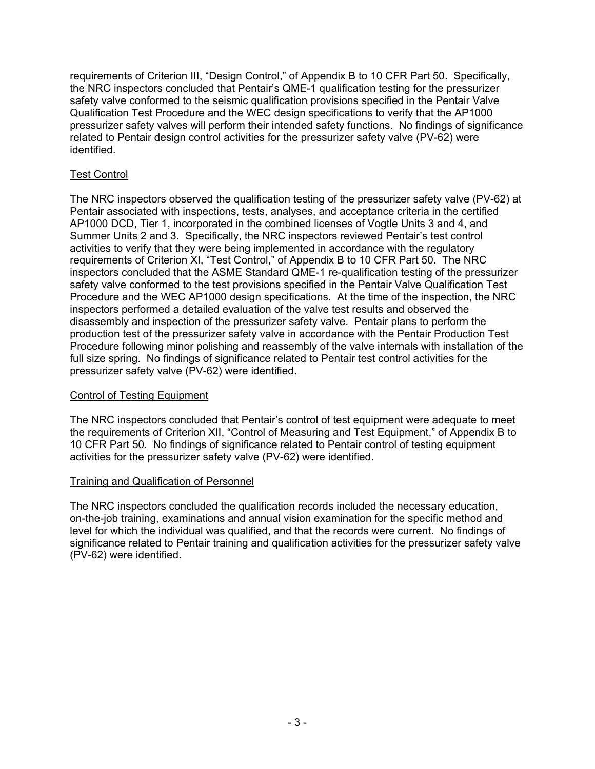requirements of Criterion III, "Design Control," of Appendix B to 10 CFR Part 50. Specifically, the NRC inspectors concluded that Pentair's QME-1 qualification testing for the pressurizer safety valve conformed to the seismic qualification provisions specified in the Pentair Valve Qualification Test Procedure and the WEC design specifications to verify that the AP1000 pressurizer safety valves will perform their intended safety functions. No findings of significance related to Pentair design control activities for the pressurizer safety valve (PV-62) were identified.

<u>Test Control</u>

The NRC inspectors observed the qualification testing of the pressurizer safety valve (PV-62) at Pentair associated with inspections, tests, analyses, and acceptance criteria in the certified AP1000 DCD, Tier 1, incorporated in the combined licenses of Vogtle Units 3 and 4, and Summer Units 2 and 3. Specifically, the NRC inspectors reviewed Pentair's test control activities to verify that they were being implemented in accordance with the regulatory requirements of Criterion XI, "Test Control," of Appendix B to 10 CFR Part 50. The NRC inspectors concluded that the ASME Standard QME-1 re-qualification testing of the pressurizer safety valve conformed to the test provisions specified in the Pentair Valve Qualification Test Procedure and the WEC AP1000 design specifications. At the time of the inspection, the NRC inspectors performed a detailed evaluation of the valve test results and observed the disassembly and inspection of the pressurizer safety valve. Pentair plans to perform the production test of the pressurizer safety valve in accordance with the Pentair Production Test Procedure following minor polishing and reassembly of the valve internals with installation of the full size spring. No findings of significance related to Pentair test control activities for the pressurizer safety valve (PV-62) were identified.

<u>Control of Testing Equipment</u>

The NRC inspectors concluded that Pentair's control of test equipment were adequate to meet the requirements of Criterion XII, "Control of Measuring and Test Equipment," of Appendix B to 10 CFR Part 50. No findings of significance related to Pentair control of testing equipment activities for the pressurizer safety valve (PV-62) were identified.

<u>Training and Qualification of Personnel</u>

The NRC inspectors concluded the qualification records included the necessary education, on-the-job training, examinations and annual vision examination for the specific method and level for which the individual was qualified, and that the records were current. No findings of significance related to Pentair training and qualification activities for the pressurizer safety valve (PV-62) were identified.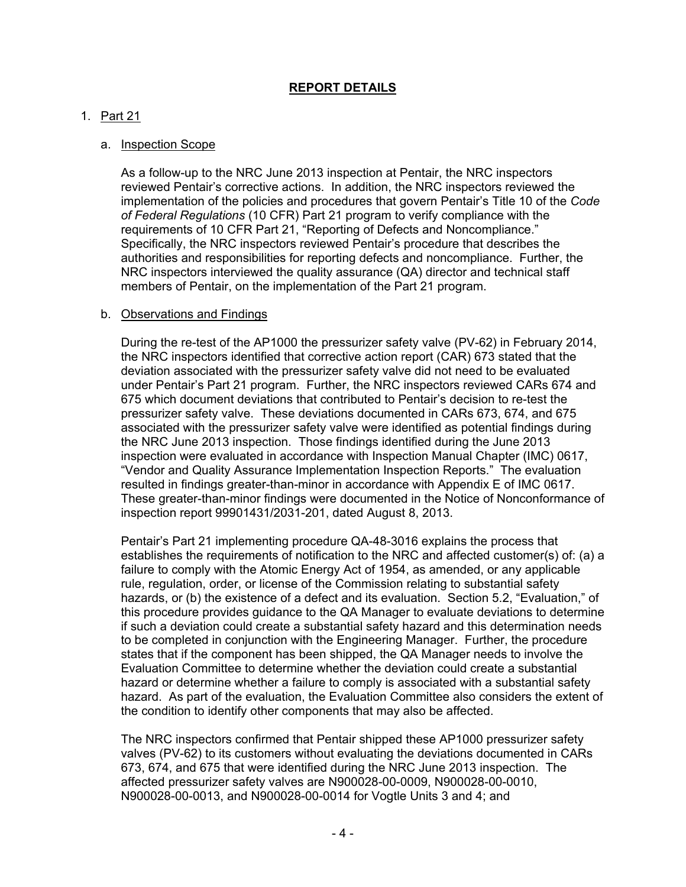## REPORT DETAILS

1. Part 21

   a. Inspection Scope

   As a follow-up to the NRC June 2013 inspection at Pentair, the NRC inspectors reviewed Pentair's corrective actions. In addition, the NRC inspectors reviewed the implementation of the policies and procedures that govern Pentair's Title 10 of the *Code of Federal Regulations* (10 CFR) Part 21 program to verify compliance with the requirements of 10 CFR Part 21, "Reporting of Defects and Noncompliance." Specifically, the NRC inspectors reviewed Pentair's procedure that describes the authorities and responsibilities for reporting defects and noncompliance. Further, the NRC inspectors interviewed the quality assurance (QA) director and technical staff members of Pentair, on the implementation of the Part 21 program.

   b. Observations and Findings

   During the re-test of the AP1000 the pressurizer safety valve (PV-62) in February 2014, the NRC inspectors identified that corrective action report (CAR) 673 stated that the deviation associated with the pressurizer safety valve did not need to be evaluated under Pentair's Part 21 program. Further, the NRC inspectors reviewed CARs 674 and 675 which document deviations that contributed to Pentair's decision to re-test the pressurizer safety valve. These deviations documented in CARs 673, 674, and 675 associated with the pressurizer safety valve were identified as potential findings during the NRC June 2013 inspection. Those findings identified during the June 2013 inspection were evaluated in accordance with Inspection Manual Chapter (IMC) 0617, "Vendor and Quality Assurance Implementation Inspection Reports." The evaluation resulted in findings greater-than-minor in accordance with Appendix E of IMC 0617. These greater-than-minor findings were documented in the Notice of Nonconformance of inspection report 99901431/2031-201, dated August 8, 2013.

   Pentair's Part 21 implementing procedure QA-48-3016 explains the process that establishes the requirements of notification to the NRC and affected customer(s) of: (a) a failure to comply with the Atomic Energy Act of 1954, as amended, or any applicable rule, regulation, order, or license of the Commission relating to substantial safety hazards, or (b) the existence of a defect and its evaluation. Section 5.2, "Evaluation," of this procedure provides guidance to the QA Manager to evaluate deviations to determine if such a deviation could create a substantial safety hazard and this determination needs to be completed in conjunction with the Engineering Manager. Further, the procedure states that if the component has been shipped, the QA Manager needs to involve the Evaluation Committee to determine whether the deviation could create a substantial hazard or determine whether a failure to comply is associated with a substantial safety hazard. As part of the evaluation, the Evaluation Committee also considers the extent of the condition to identify other components that may also be affected.

   The NRC inspectors confirmed that Pentair shipped these AP1000 pressurizer safety valves (PV-62) to its customers without evaluating the deviations documented in CARs 673, 674, and 675 that were identified during the NRC June 2013 inspection. The affected pressurizer safety valves are N900028-00-0009, N900028-00-0010, N900028-00-0013, and N900028-00-0014 for Vogtle Units 3 and 4; and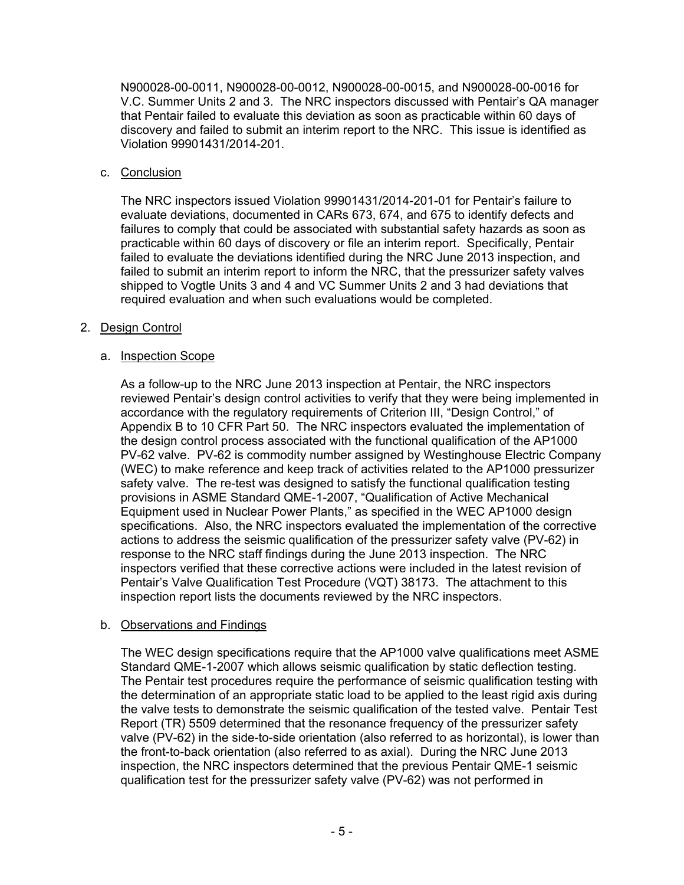N900028-00-0011, N900028-00-0012, N900028-00-0015, and N900028-00-0016 for V.C. Summer Units 2 and 3. The NRC inspectors discussed with Pentair's QA manager that Pentair failed to evaluate this deviation as soon as practicable within 60 days of discovery and failed to submit an interim report to the NRC. This issue is identified as Violation 99901431/2014-201.

c. Conclusion

The NRC inspectors issued Violation 99901431/2014-201-01 for Pentair's failure to evaluate deviations, documented in CARs 673, 674, and 675 to identify defects and failures to comply that could be associated with substantial safety hazards as soon as practicable within 60 days of discovery or file an interim report. Specifically, Pentair failed to evaluate the deviations identified during the NRC June 2013 inspection, and failed to submit an interim report to inform the NRC, that the pressurizer safety valves shipped to Vogtle Units 3 and 4 and VC Summer Units 2 and 3 had deviations that required evaluation and when such evaluations would be completed.

2. Design Control

a. Inspection Scope

As a follow-up to the NRC June 2013 inspection at Pentair, the NRC inspectors reviewed Pentair's design control activities to verify that they were being implemented in accordance with the regulatory requirements of Criterion III, "Design Control," of Appendix B to 10 CFR Part 50. The NRC inspectors evaluated the implementation of the design control process associated with the functional qualification of the AP1000 PV-62 valve. PV-62 is commodity number assigned by Westinghouse Electric Company (WEC) to make reference and keep track of activities related to the AP1000 pressurizer safety valve. The re-test was designed to satisfy the functional qualification testing provisions in ASME Standard QME-1-2007, "Qualification of Active Mechanical Equipment used in Nuclear Power Plants," as specified in the WEC AP1000 design specifications. Also, the NRC inspectors evaluated the implementation of the corrective actions to address the seismic qualification of the pressurizer safety valve (PV-62) in response to the NRC staff findings during the June 2013 inspection. The NRC inspectors verified that these corrective actions were included in the latest revision of Pentair's Valve Qualification Test Procedure (VQT) 38173. The attachment to this inspection report lists the documents reviewed by the NRC inspectors.

b. Observations and Findings

The WEC design specifications require that the AP1000 valve qualifications meet ASME Standard QME-1-2007 which allows seismic qualification by static deflection testing. The Pentair test procedures require the performance of seismic qualification testing with the determination of an appropriate static load to be applied to the least rigid axis during the valve tests to demonstrate the seismic qualification of the tested valve. Pentair Test Report (TR) 5509 determined that the resonance frequency of the pressurizer safety valve (PV-62) in the side-to-side orientation (also referred to as horizontal), is lower than the front-to-back orientation (also referred to as axial). During the NRC June 2013 inspection, the NRC inspectors determined that the previous Pentair QME-1 seismic qualification test for the pressurizer safety valve (PV-62) was not performed in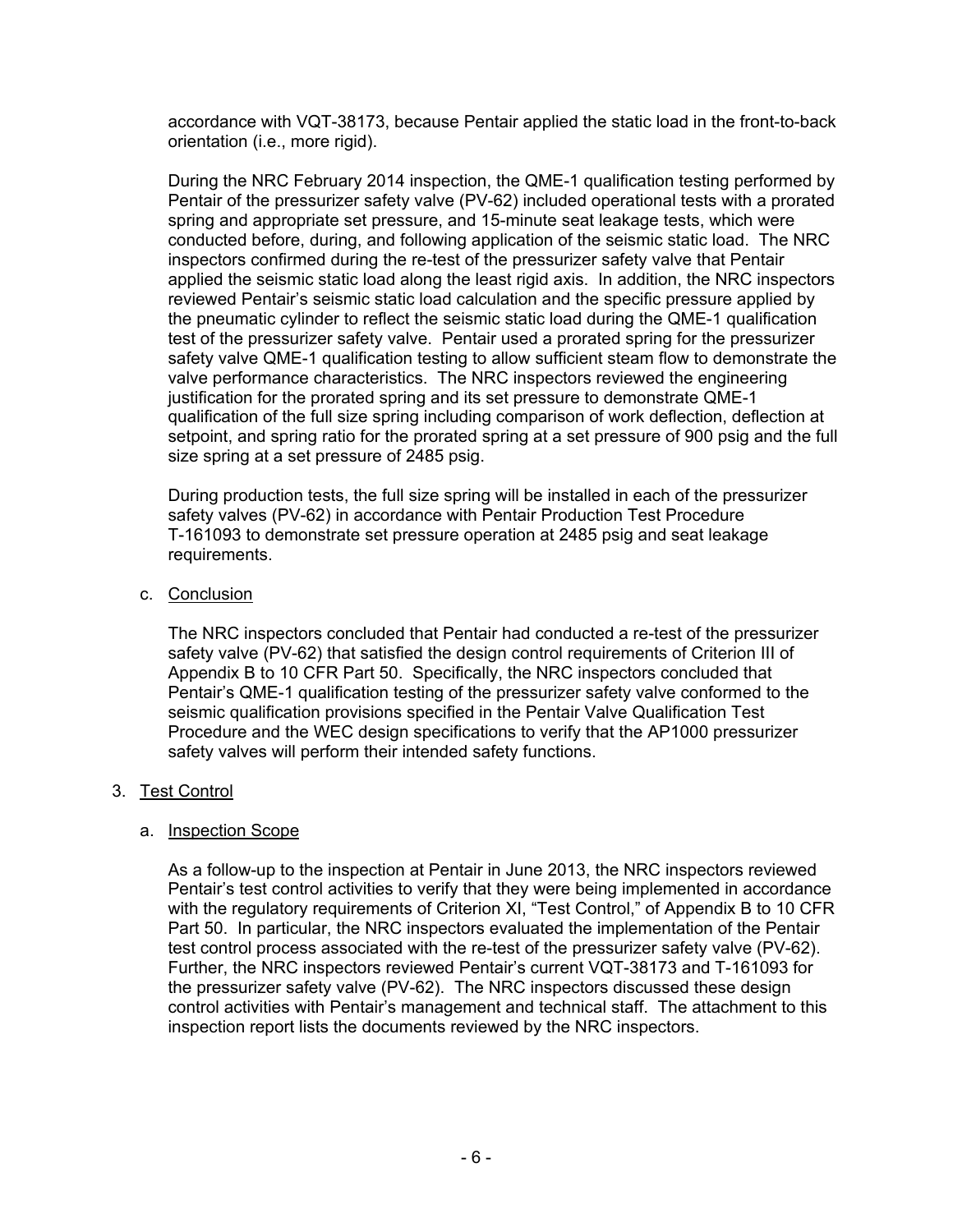accordance with VQT-38173, because Pentair applied the static load in the front-to-back orientation (i.e., more rigid).

During the NRC February 2014 inspection, the QME-1 qualification testing performed by Pentair of the pressurizer safety valve (PV-62) included operational tests with a prorated spring and appropriate set pressure, and 15-minute seat leakage tests, which were conducted before, during, and following application of the seismic static load. The NRC inspectors confirmed during the re-test of the pressurizer safety valve that Pentair applied the seismic static load along the least rigid axis. In addition, the NRC inspectors reviewed Pentair's seismic static load calculation and the specific pressure applied by the pneumatic cylinder to reflect the seismic static load during the QME-1 qualification test of the pressurizer safety valve. Pentair used a prorated spring for the pressurizer safety valve QME-1 qualification testing to allow sufficient steam flow to demonstrate the valve performance characteristics. The NRC inspectors reviewed the engineering justification for the prorated spring and its set pressure to demonstrate QME-1 qualification of the full size spring including comparison of work deflection, deflection at setpoint, and spring ratio for the prorated spring at a set pressure of 900 psig and the full size spring at a set pressure of 2485 psig.

During production tests, the full size spring will be installed in each of the pressurizer safety valves (PV-62) in accordance with Pentair Production Test Procedure T-161093 to demonstrate set pressure operation at 2485 psig and seat leakage requirements.

c. Conclusion

The NRC inspectors concluded that Pentair had conducted a re-test of the pressurizer safety valve (PV-62) that satisfied the design control requirements of Criterion III of Appendix B to 10 CFR Part 50. Specifically, the NRC inspectors concluded that Pentair's QME-1 qualification testing of the pressurizer safety valve conformed to the seismic qualification provisions specified in the Pentair Valve Qualification Test Procedure and the WEC design specifications to verify that the AP1000 pressurizer safety valves will perform their intended safety functions.

3. Test Control

a. Inspection Scope

As a follow-up to the inspection at Pentair in June 2013, the NRC inspectors reviewed Pentair's test control activities to verify that they were being implemented in accordance with the regulatory requirements of Criterion XI, "Test Control," of Appendix B to 10 CFR Part 50. In particular, the NRC inspectors evaluated the implementation of the Pentair test control process associated with the re-test of the pressurizer safety valve (PV-62). Further, the NRC inspectors reviewed Pentair's current VQT-38173 and T-161093 for the pressurizer safety valve (PV-62). The NRC inspectors discussed these design control activities with Pentair's management and technical staff. The attachment to this inspection report lists the documents reviewed by the NRC inspectors.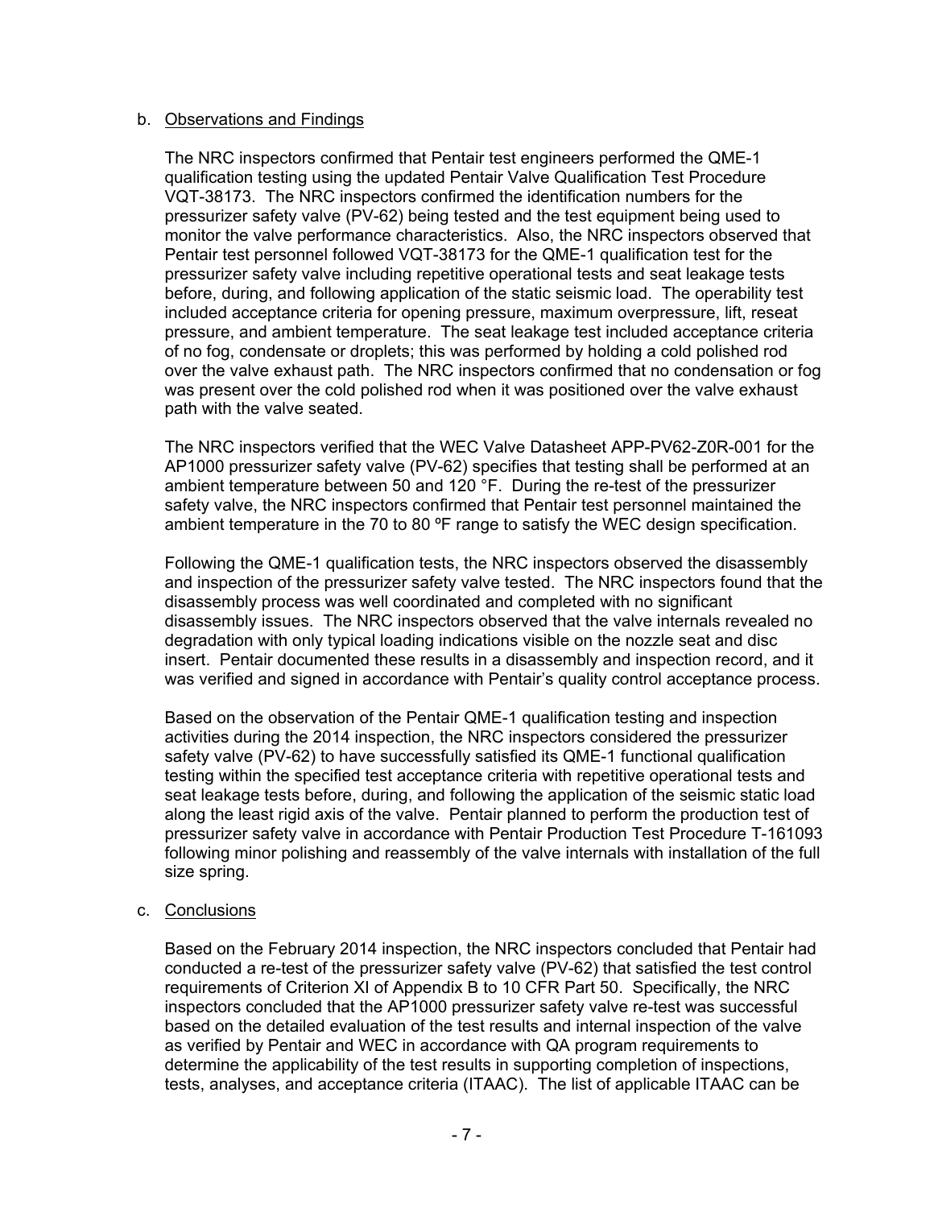b. Observations and Findings

The NRC inspectors confirmed that Pentair test engineers performed the QME-1 qualification testing using the updated Pentair Valve Qualification Test Procedure VQT-38173. The NRC inspectors confirmed the identification numbers for the pressurizer safety valve (PV-62) being tested and the test equipment being used to monitor the valve performance characteristics. Also, the NRC inspectors observed that Pentair test personnel followed VQT-38173 for the QME-1 qualification test for the pressurizer safety valve including repetitive operational tests and seat leakage tests before, during, and following application of the static seismic load. The operability test included acceptance criteria for opening pressure, maximum overpressure, lift, reseat pressure, and ambient temperature. The seat leakage test included acceptance criteria of no fog, condensate or droplets; this was performed by holding a cold polished rod over the valve exhaust path. The NRC inspectors confirmed that no condensation or fog was present over the cold polished rod when it was positioned over the valve exhaust path with the valve seated.

The NRC inspectors verified that the WEC Valve Datasheet APP-PV62-Z0R-001 for the AP1000 pressurizer safety valve (PV-62) specifies that testing shall be performed at an ambient temperature between 50 and 120 °F. During the re-test of the pressurizer safety valve, the NRC inspectors confirmed that Pentair test personnel maintained the ambient temperature in the 70 to 80 ºF range to satisfy the WEC design specification.

Following the QME-1 qualification tests, the NRC inspectors observed the disassembly and inspection of the pressurizer safety valve tested. The NRC inspectors found that the disassembly process was well coordinated and completed with no significant disassembly issues. The NRC inspectors observed that the valve internals revealed no degradation with only typical loading indications visible on the nozzle seat and disc insert. Pentair documented these results in a disassembly and inspection record, and it was verified and signed in accordance with Pentair's quality control acceptance process.

Based on the observation of the Pentair QME-1 qualification testing and inspection activities during the 2014 inspection, the NRC inspectors considered the pressurizer safety valve (PV-62) to have successfully satisfied its QME-1 functional qualification testing within the specified test acceptance criteria with repetitive operational tests and seat leakage tests before, during, and following the application of the seismic static load along the least rigid axis of the valve. Pentair planned to perform the production test of pressurizer safety valve in accordance with Pentair Production Test Procedure T-161093 following minor polishing and reassembly of the valve internals with installation of the full size spring.

c. Conclusions

Based on the February 2014 inspection, the NRC inspectors concluded that Pentair had conducted a re-test of the pressurizer safety valve (PV-62) that satisfied the test control requirements of Criterion XI of Appendix B to 10 CFR Part 50. Specifically, the NRC inspectors concluded that the AP1000 pressurizer safety valve re-test was successful based on the detailed evaluation of the test results and internal inspection of the valve as verified by Pentair and WEC in accordance with QA program requirements to determine the applicability of the test results in supporting completion of inspections, tests, analyses, and acceptance criteria (ITAAC). The list of applicable ITAAC can be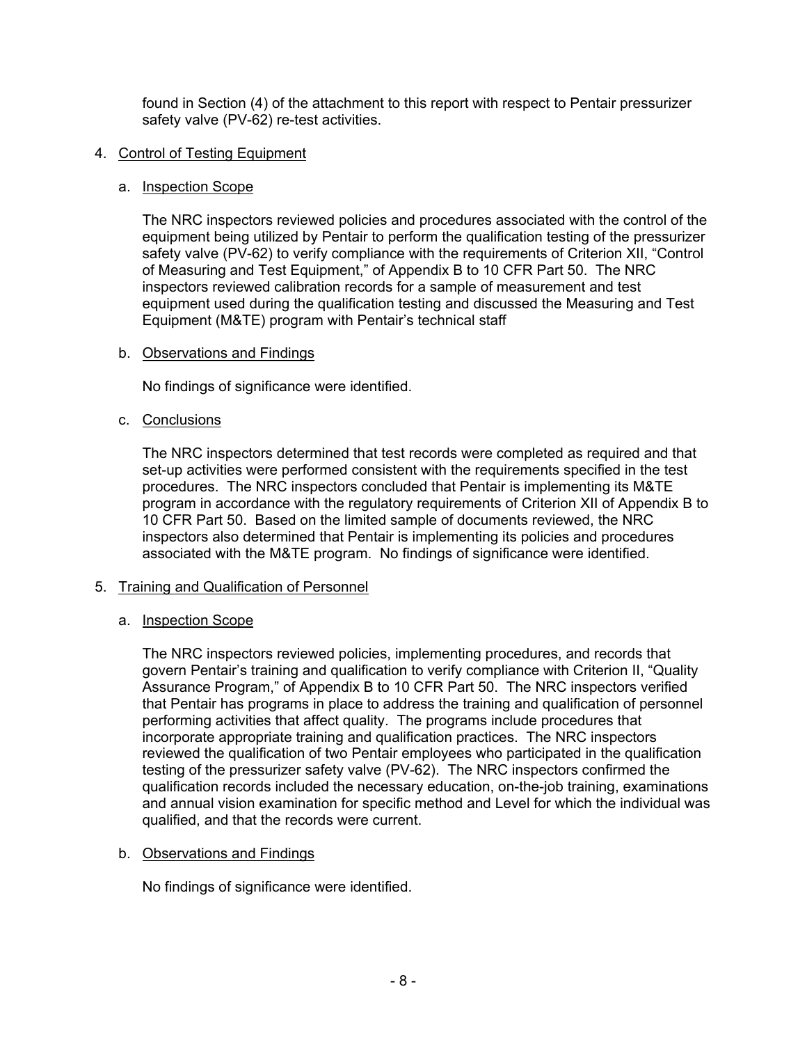found in Section (4) of the attachment to this report with respect to Pentair pressurizer safety valve (PV-62) re-test activities.

4. Control of Testing Equipment

   a. Inspection Scope

   The NRC inspectors reviewed policies and procedures associated with the control of the equipment being utilized by Pentair to perform the qualification testing of the pressurizer safety valve (PV-62) to verify compliance with the requirements of Criterion XII, "Control of Measuring and Test Equipment," of Appendix B to 10 CFR Part 50. The NRC inspectors reviewed calibration records for a sample of measurement and test equipment used during the qualification testing and discussed the Measuring and Test Equipment (M&TE) program with Pentair's technical staff

   b. Observations and Findings

   No findings of significance were identified.

   c. Conclusions

   The NRC inspectors determined that test records were completed as required and that set-up activities were performed consistent with the requirements specified in the test procedures. The NRC inspectors concluded that Pentair is implementing its M&TE program in accordance with the regulatory requirements of Criterion XII of Appendix B to 10 CFR Part 50. Based on the limited sample of documents reviewed, the NRC inspectors also determined that Pentair is implementing its policies and procedures associated with the M&TE program. No findings of significance were identified.

5. Training and Qualification of Personnel

   a. Inspection Scope

   The NRC inspectors reviewed policies, implementing procedures, and records that govern Pentair's training and qualification to verify compliance with Criterion II, "Quality Assurance Program," of Appendix B to 10 CFR Part 50. The NRC inspectors verified that Pentair has programs in place to address the training and qualification of personnel performing activities that affect quality. The programs include procedures that incorporate appropriate training and qualification practices. The NRC inspectors reviewed the qualification of two Pentair employees who participated in the qualification testing of the pressurizer safety valve (PV-62). The NRC inspectors confirmed the qualification records included the necessary education, on-the-job training, examinations and annual vision examination for specific method and Level for which the individual was qualified, and that the records were current.

   b. Observations and Findings

   No findings of significance were identified.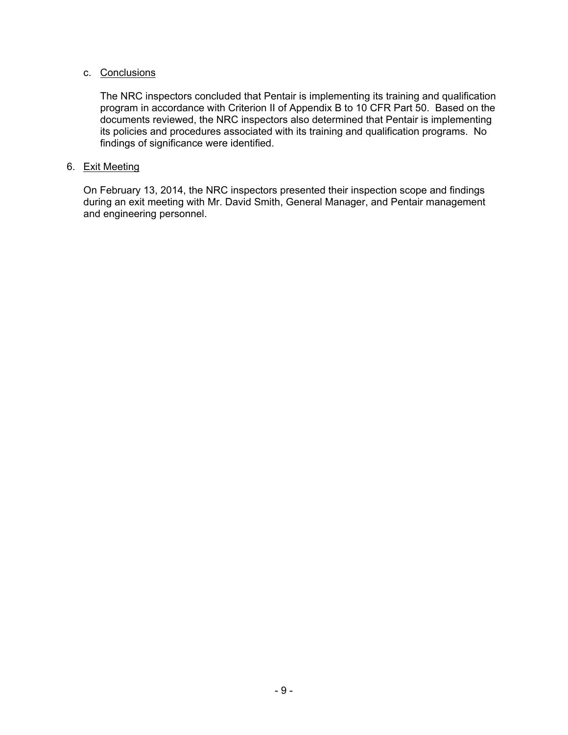c. Conclusions

The NRC inspectors concluded that Pentair is implementing its training and qualification program in accordance with Criterion II of Appendix B to 10 CFR Part 50. Based on the documents reviewed, the NRC inspectors also determined that Pentair is implementing its policies and procedures associated with its training and qualification programs. No findings of significance were identified.

6. Exit Meeting

On February 13, 2014, the NRC inspectors presented their inspection scope and findings during an exit meeting with Mr. David Smith, General Manager, and Pentair management and engineering personnel.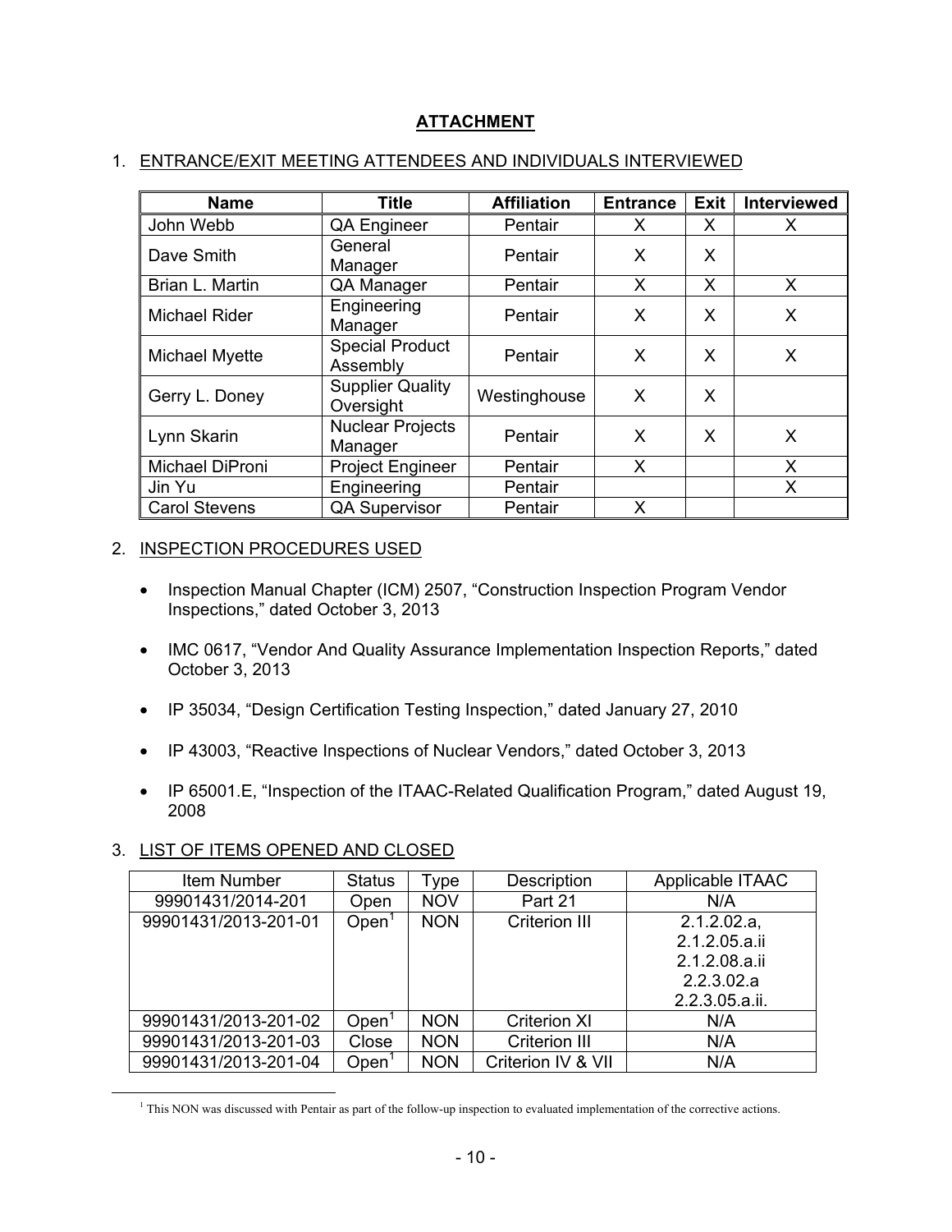# ATTACHMENT

## 1. ENTRANCE/EXIT MEETING ATTENDEES AND INDIVIDUALS INTERVIEWED

| Name | Title | Affiliation | Entrance | Exit | Interviewed |
|---|---|---|---|---|---|
| John Webb | QA Engineer | Pentair | X | X | X |
| Dave Smith | General Manager | Pentair | X | X | |
| Brian L. Martin | QA Manager | Pentair | X | X | X |
| Michael Rider | Engineering Manager | Pentair | X | X | X |
| Michael Myette | Special Product Assembly | Pentair | X | X | X |
| Gerry L. Doney | Supplier Quality Oversight | Westinghouse | X | X | |
| Lynn Skarin | Nuclear Projects Manager | Pentair | X | X | X |
| Michael DiProni | Project Engineer | Pentair | X | | X |
| Jin Yu | Engineering | Pentair | | | X |
| Carol Stevens | QA Supervisor | Pentair | X | | |

## 2. INSPECTION PROCEDURES USED

- Inspection Manual Chapter (ICM) 2507, "Construction Inspection Program Vendor Inspections," dated October 3, 2013
- IMC 0617, "Vendor And Quality Assurance Implementation Inspection Reports," dated October 3, 2013
- IP 35034, "Design Certification Testing Inspection," dated January 27, 2010
- IP 43003, "Reactive Inspections of Nuclear Vendors," dated October 3, 2013
- IP 65001.E, "Inspection of the ITAAC-Related Qualification Program," dated August 19, 2008

## 3. LIST OF ITEMS OPENED AND CLOSED

| Item Number | Status | Type | Description | Applicable ITAAC |
|---|---|---|---|---|
| 99901431/2014-201 | Open | NOV | Part 21 | N/A |
| 99901431/2013-201-01 | Open[1] | NON | Criterion III | 2.1.2.02.a, 2.1.2.05.a.ii 2.1.2.08.a.ii 2.2.3.02.a 2.2.3.05.a.ii. |
| 99901431/2013-201-02 | Open[1] | NON | Criterion XI | N/A |
| 99901431/2013-201-03 | Close | NON | Criterion III | N/A |
| 99901431/2013-201-04 | Open[1] | NON | Criterion IV & VII | N/A |

[1] This NON was discussed with Pentair as part of the follow-up inspection to evaluated implementation of the corrective actions.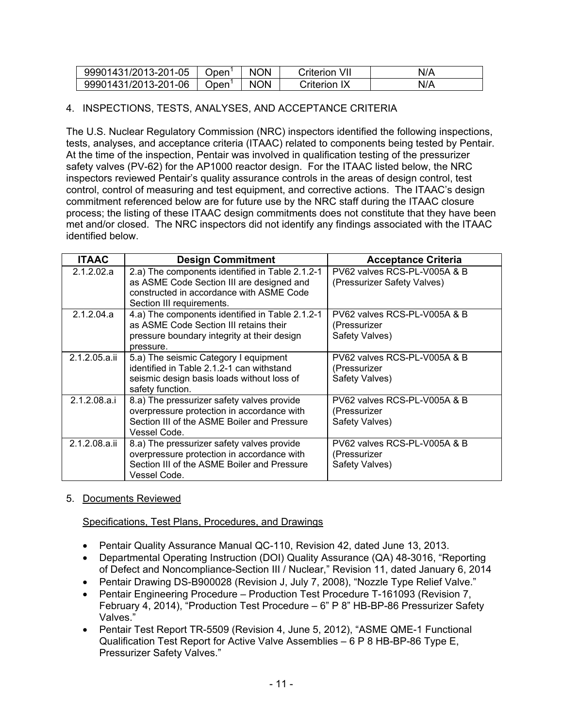| 99901431/2013-201-05 | Open[1] | NON | Criterion VII | N/A |
|---|---|---|---|---|
| 99901431/2013-201-06 | Open[1] | NON | Criterion IX | N/A |

4. INSPECTIONS, TESTS, ANALYSES, AND ACCEPTANCE CRITERIA

The U.S. Nuclear Regulatory Commission (NRC) inspectors identified the following inspections, tests, analyses, and acceptance criteria (ITAAC) related to components being tested by Pentair. At the time of the inspection, Pentair was involved in qualification testing of the pressurizer safety valves (PV-62) for the AP1000 reactor design. For the ITAAC listed below, the NRC inspectors reviewed Pentair's quality assurance controls in the areas of design control, test control, control of measuring and test equipment, and corrective actions. The ITAAC's design commitment referenced below are for future use by the NRC staff during the ITAAC closure process; the listing of these ITAAC design commitments does not constitute that they have been met and/or closed. The NRC inspectors did not identify any findings associated with the ITAAC identified below.

| ITAAC | Design Commitment | Acceptance Criteria |
|---|---|---|
| 2.1.2.02.a | 2.a) The components identified in Table 2.1.2-1 as ASME Code Section III are designed and constructed in accordance with ASME Code Section III requirements. | PV62 valves RCS-PL-V005A & B (Pressurizer Safety Valves) |
| 2.1.2.04.a | 4.a) The components identified in Table 2.1.2-1 as ASME Code Section III retains their pressure boundary integrity at their design pressure. | PV62 valves RCS-PL-V005A & B (Pressurizer Safety Valves) |
| 2.1.2.05.a.ii | 5.a) The seismic Category I equipment identified in Table 2.1.2-1 can withstand seismic design basis loads without loss of safety function. | PV62 valves RCS-PL-V005A & B (Pressurizer Safety Valves) |
| 2.1.2.08.a.i | 8.a) The pressurizer safety valves provide overpressure protection in accordance with Section III of the ASME Boiler and Pressure Vessel Code. | PV62 valves RCS-PL-V005A & B (Pressurizer Safety Valves) |
| 2.1.2.08.a.ii | 8.a) The pressurizer safety valves provide overpressure protection in accordance with Section III of the ASME Boiler and Pressure Vessel Code. | PV62 valves RCS-PL-V005A & B (Pressurizer Safety Valves) |

5. Documents Reviewed

Specifications, Test Plans, Procedures, and Drawings

- Pentair Quality Assurance Manual QC-110, Revision 42, dated June 13, 2013.
- Departmental Operating Instruction (DOI) Quality Assurance (QA) 48-3016, "Reporting of Defect and Noncompliance-Section III / Nuclear," Revision 11, dated January 6, 2014
- Pentair Drawing DS-B900028 (Revision J, July 7, 2008), "Nozzle Type Relief Valve."
- Pentair Engineering Procedure – Production Test Procedure T-161093 (Revision 7, February 4, 2014), "Production Test Procedure – 6" P 8" HB-BP-86 Pressurizer Safety Valves."
- Pentair Test Report TR-5509 (Revision 4, June 5, 2012), "ASME QME-1 Functional Qualification Test Report for Active Valve Assemblies – 6 P 8 HB-BP-86 Type E, Pressurizer Safety Valves."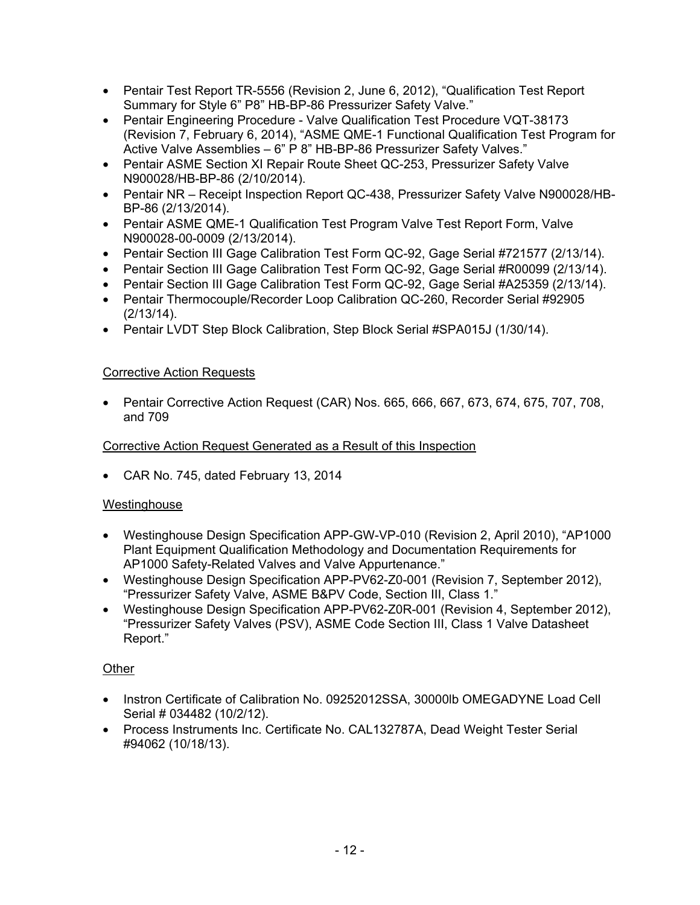- Pentair Test Report TR-5556 (Revision 2, June 6, 2012), "Qualification Test Report Summary for Style 6" P8" HB-BP-86 Pressurizer Safety Valve."
- Pentair Engineering Procedure - Valve Qualification Test Procedure VQT-38173 (Revision 7, February 6, 2014), "ASME QME-1 Functional Qualification Test Program for Active Valve Assemblies – 6" P 8" HB-BP-86 Pressurizer Safety Valves."
- Pentair ASME Section XI Repair Route Sheet QC-253, Pressurizer Safety Valve N900028/HB-BP-86 (2/10/2014).
- Pentair NR – Receipt Inspection Report QC-438, Pressurizer Safety Valve N900028/HB-BP-86 (2/13/2014).
- Pentair ASME QME-1 Qualification Test Program Valve Test Report Form, Valve N900028-00-0009 (2/13/2014).
- Pentair Section III Gage Calibration Test Form QC-92, Gage Serial #721577 (2/13/14).
- Pentair Section III Gage Calibration Test Form QC-92, Gage Serial #R00099 (2/13/14).
- Pentair Section III Gage Calibration Test Form QC-92, Gage Serial #A25359 (2/13/14).
- Pentair Thermocouple/Recorder Loop Calibration QC-260, Recorder Serial #92905 (2/13/14).
- Pentair LVDT Step Block Calibration, Step Block Serial #SPA015J (1/30/14).

<u>Corrective Action Requests</u>

- Pentair Corrective Action Request (CAR) Nos. 665, 666, 667, 673, 674, 675, 707, 708, and 709

<u>Corrective Action Request Generated as a Result of this Inspection</u>

- CAR No. 745, dated February 13, 2014

<u>Westinghouse</u>

- Westinghouse Design Specification APP-GW-VP-010 (Revision 2, April 2010), "AP1000 Plant Equipment Qualification Methodology and Documentation Requirements for AP1000 Safety-Related Valves and Valve Appurtenance."
- Westinghouse Design Specification APP-PV62-Z0-001 (Revision 7, September 2012), "Pressurizer Safety Valve, ASME B&PV Code, Section III, Class 1."
- Westinghouse Design Specification APP-PV62-Z0R-001 (Revision 4, September 2012), "Pressurizer Safety Valves (PSV), ASME Code Section III, Class 1 Valve Datasheet Report."

<u>Other</u>

- Instron Certificate of Calibration No. 09252012SSA, 30000lb OMEGADYNE Load Cell Serial # 034482 (10/2/12).
- Process Instruments Inc. Certificate No. CAL132787A, Dead Weight Tester Serial #94062 (10/18/13).